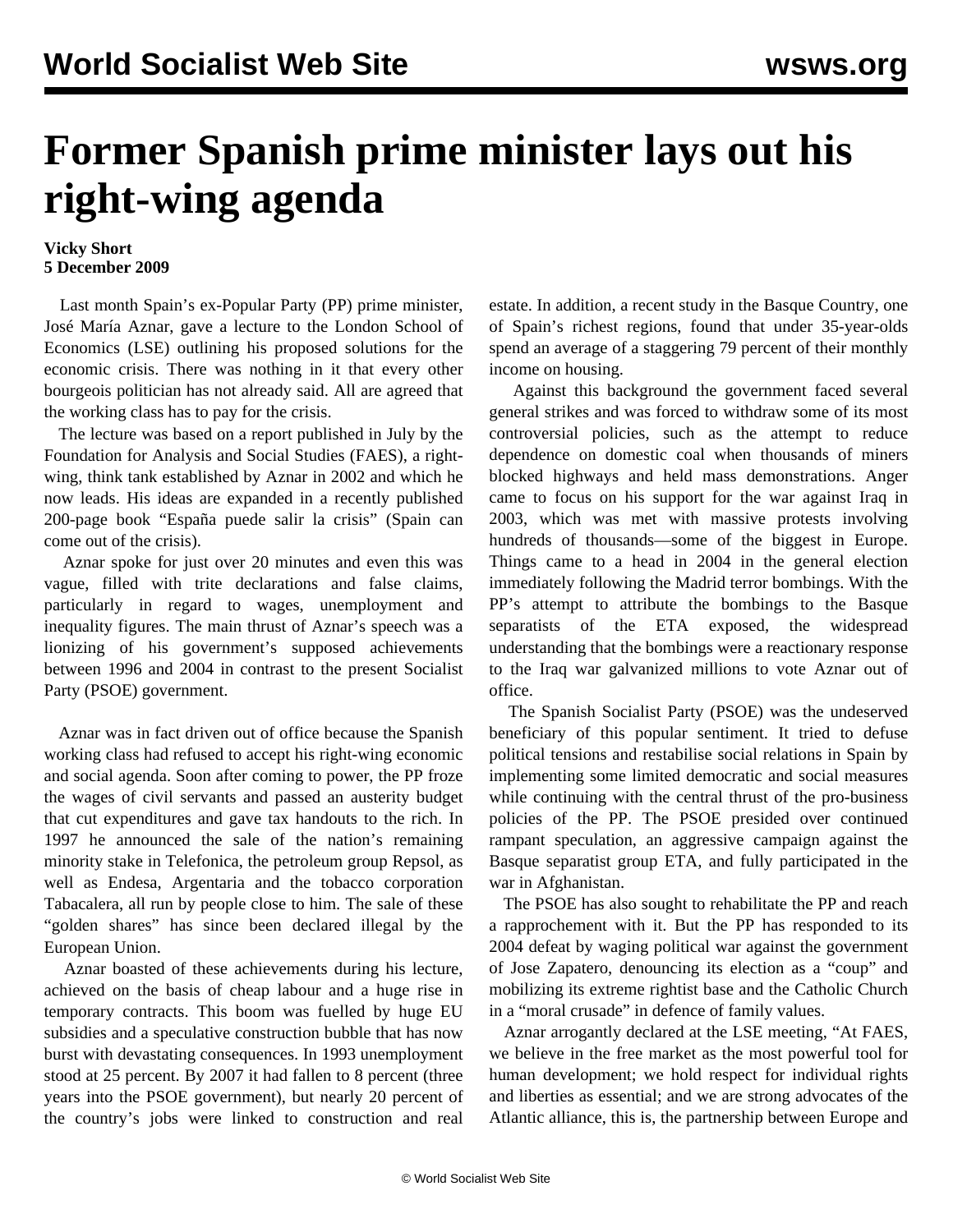# Former Spanish prime minister lays out his right-wing agenda

**Vicky Short**
**5 December 2009**

Last month Spain's ex-Popular Party (PP) prime minister, José María Aznar, gave a lecture to the London School of Economics (LSE) outlining his proposed solutions for the economic crisis. There was nothing in it that every other bourgeois politician has not already said. All are agreed that the working class has to pay for the crisis.

The lecture was based on a report published in July by the Foundation for Analysis and Social Studies (FAES), a right-wing, think tank established by Aznar in 2002 and which he now leads. His ideas are expanded in a recently published 200-page book "España puede salir la crisis" (Spain can come out of the crisis).

Aznar spoke for just over 20 minutes and even this was vague, filled with trite declarations and false claims, particularly in regard to wages, unemployment and inequality figures. The main thrust of Aznar's speech was a lionizing of his government's supposed achievements between 1996 and 2004 in contrast to the present Socialist Party (PSOE) government.

Aznar was in fact driven out of office because the Spanish working class had refused to accept his right-wing economic and social agenda. Soon after coming to power, the PP froze the wages of civil servants and passed an austerity budget that cut expenditures and gave tax handouts to the rich. In 1997 he announced the sale of the nation's remaining minority stake in Telefonica, the petroleum group Repsol, as well as Endesa, Argentaria and the tobacco corporation Tabacalera, all run by people close to him. The sale of these "golden shares" has since been declared illegal by the European Union.

Aznar boasted of these achievements during his lecture, achieved on the basis of cheap labour and a huge rise in temporary contracts. This boom was fuelled by huge EU subsidies and a speculative construction bubble that has now burst with devastating consequences. In 1993 unemployment stood at 25 percent. By 2007 it had fallen to 8 percent (three years into the PSOE government), but nearly 20 percent of the country's jobs were linked to construction and real estate. In addition, a recent study in the Basque Country, one of Spain's richest regions, found that under 35-year-olds spend an average of a staggering 79 percent of their monthly income on housing.

Against this background the government faced several general strikes and was forced to withdraw some of its most controversial policies, such as the attempt to reduce dependence on domestic coal when thousands of miners blocked highways and held mass demonstrations. Anger came to focus on his support for the war against Iraq in 2003, which was met with massive protests involving hundreds of thousands—some of the biggest in Europe. Things came to a head in 2004 in the general election immediately following the Madrid terror bombings. With the PP's attempt to attribute the bombings to the Basque separatists of the ETA exposed, the widespread understanding that the bombings were a reactionary response to the Iraq war galvanized millions to vote Aznar out of office.

The Spanish Socialist Party (PSOE) was the undeserved beneficiary of this popular sentiment. It tried to defuse political tensions and restabilise social relations in Spain by implementing some limited democratic and social measures while continuing with the central thrust of the pro-business policies of the PP. The PSOE presided over continued rampant speculation, an aggressive campaign against the Basque separatist group ETA, and fully participated in the war in Afghanistan.

The PSOE has also sought to rehabilitate the PP and reach a rapprochement with it. But the PP has responded to its 2004 defeat by waging political war against the government of Jose Zapatero, denouncing its election as a "coup" and mobilizing its extreme rightist base and the Catholic Church in a "moral crusade" in defence of family values.

Aznar arrogantly declared at the LSE meeting, "At FAES, we believe in the free market as the most powerful tool for human development; we hold respect for individual rights and liberties as essential; and we are strong advocates of the Atlantic alliance, this is, the partnership between Europe and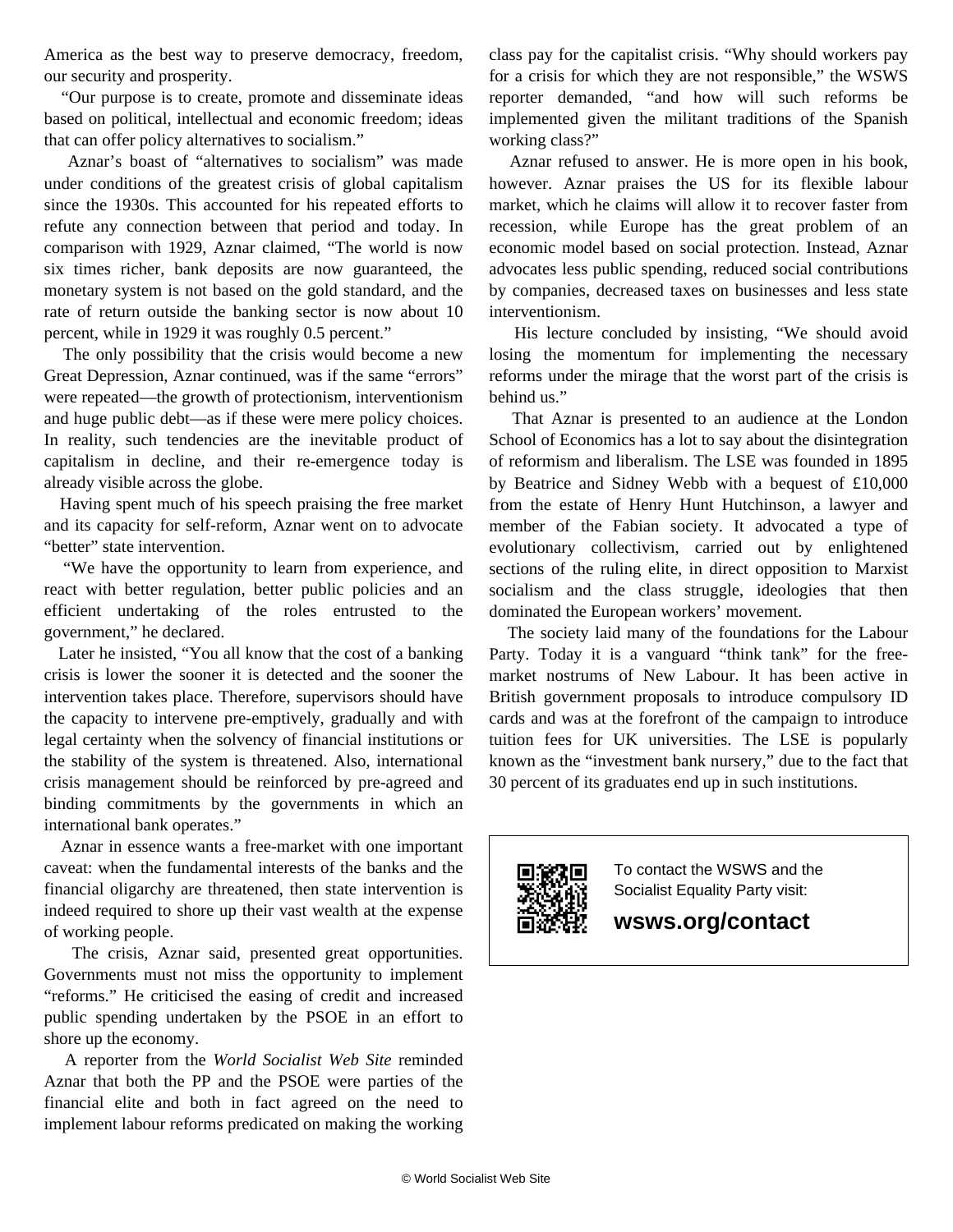America as the best way to preserve democracy, freedom, our security and prosperity.

"Our purpose is to create, promote and disseminate ideas based on political, intellectual and economic freedom; ideas that can offer policy alternatives to socialism."

Aznar's boast of "alternatives to socialism" was made under conditions of the greatest crisis of global capitalism since the 1930s. This accounted for his repeated efforts to refute any connection between that period and today. In comparison with 1929, Aznar claimed, "The world is now six times richer, bank deposits are now guaranteed, the monetary system is not based on the gold standard, and the rate of return outside the banking sector is now about 10 percent, while in 1929 it was roughly 0.5 percent."

The only possibility that the crisis would become a new Great Depression, Aznar continued, was if the same "errors" were repeated—the growth of protectionism, interventionism and huge public debt—as if these were mere policy choices. In reality, such tendencies are the inevitable product of capitalism in decline, and their re-emergence today is already visible across the globe.

Having spent much of his speech praising the free market and its capacity for self-reform, Aznar went on to advocate "better" state intervention.

"We have the opportunity to learn from experience, and react with better regulation, better public policies and an efficient undertaking of the roles entrusted to the government," he declared.

Later he insisted, "You all know that the cost of a banking crisis is lower the sooner it is detected and the sooner the intervention takes place. Therefore, supervisors should have the capacity to intervene pre-emptively, gradually and with legal certainty when the solvency of financial institutions or the stability of the system is threatened. Also, international crisis management should be reinforced by pre-agreed and binding commitments by the governments in which an international bank operates."

Aznar in essence wants a free-market with one important caveat: when the fundamental interests of the banks and the financial oligarchy are threatened, then state intervention is indeed required to shore up their vast wealth at the expense of working people.

The crisis, Aznar said, presented great opportunities. Governments must not miss the opportunity to implement "reforms." He criticised the easing of credit and increased public spending undertaken by the PSOE in an effort to shore up the economy.

A reporter from the *World Socialist Web Site* reminded Aznar that both the PP and the PSOE were parties of the financial elite and both in fact agreed on the need to implement labour reforms predicated on making the working class pay for the capitalist crisis. "Why should workers pay for a crisis for which they are not responsible," the WSWS reporter demanded, "and how will such reforms be implemented given the militant traditions of the Spanish working class?"

Aznar refused to answer. He is more open in his book, however. Aznar praises the US for its flexible labour market, which he claims will allow it to recover faster from recession, while Europe has the great problem of an economic model based on social protection. Instead, Aznar advocates less public spending, reduced social contributions by companies, decreased taxes on businesses and less state interventionism.

His lecture concluded by insisting, "We should avoid losing the momentum for implementing the necessary reforms under the mirage that the worst part of the crisis is behind us."

That Aznar is presented to an audience at the London School of Economics has a lot to say about the disintegration of reformism and liberalism. The LSE was founded in 1895 by Beatrice and Sidney Webb with a bequest of £10,000 from the estate of Henry Hunt Hutchinson, a lawyer and member of the Fabian society. It advocated a type of evolutionary collectivism, carried out by enlightened sections of the ruling elite, in direct opposition to Marxist socialism and the class struggle, ideologies that then dominated the European workers' movement.

The society laid many of the foundations for the Labour Party. Today it is a vanguard "think tank" for the free-market nostrums of New Labour. It has been active in British government proposals to introduce compulsory ID cards and was at the forefront of the campaign to introduce tuition fees for UK universities. The LSE is popularly known as the "investment bank nursery," due to the fact that 30 percent of its graduates end up in such institutions.

To contact the WSWS and the Socialist Equality Party visit:

**wsws.org/contact**